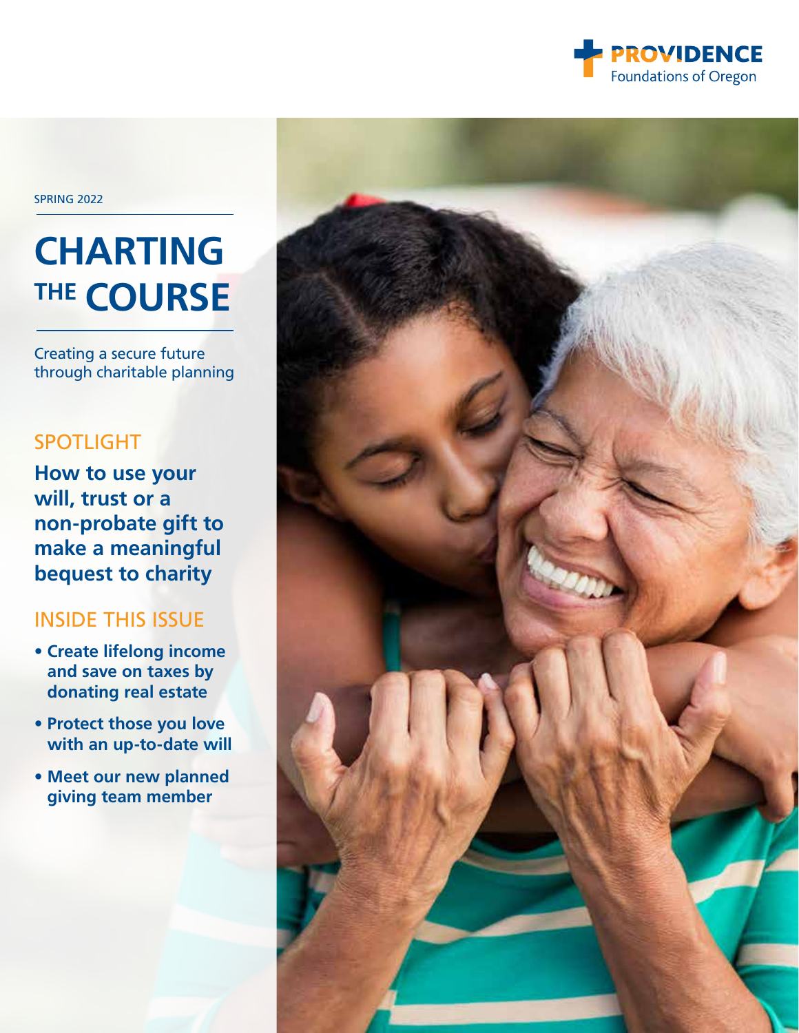PROVIDENCE
Foundations of Oregon

SPRING 2022

# CHARTING THE COURSE

Creating a secure future through charitable planning

## SPOTLIGHT

**How to use your will, trust or a non-probate gift to make a meaningful bequest to charity**

## INSIDE THIS ISSUE

- **Create lifelong income and save on taxes by donating real estate**
- **Protect those you love with an up-to-date will**
- **Meet our new planned giving team member**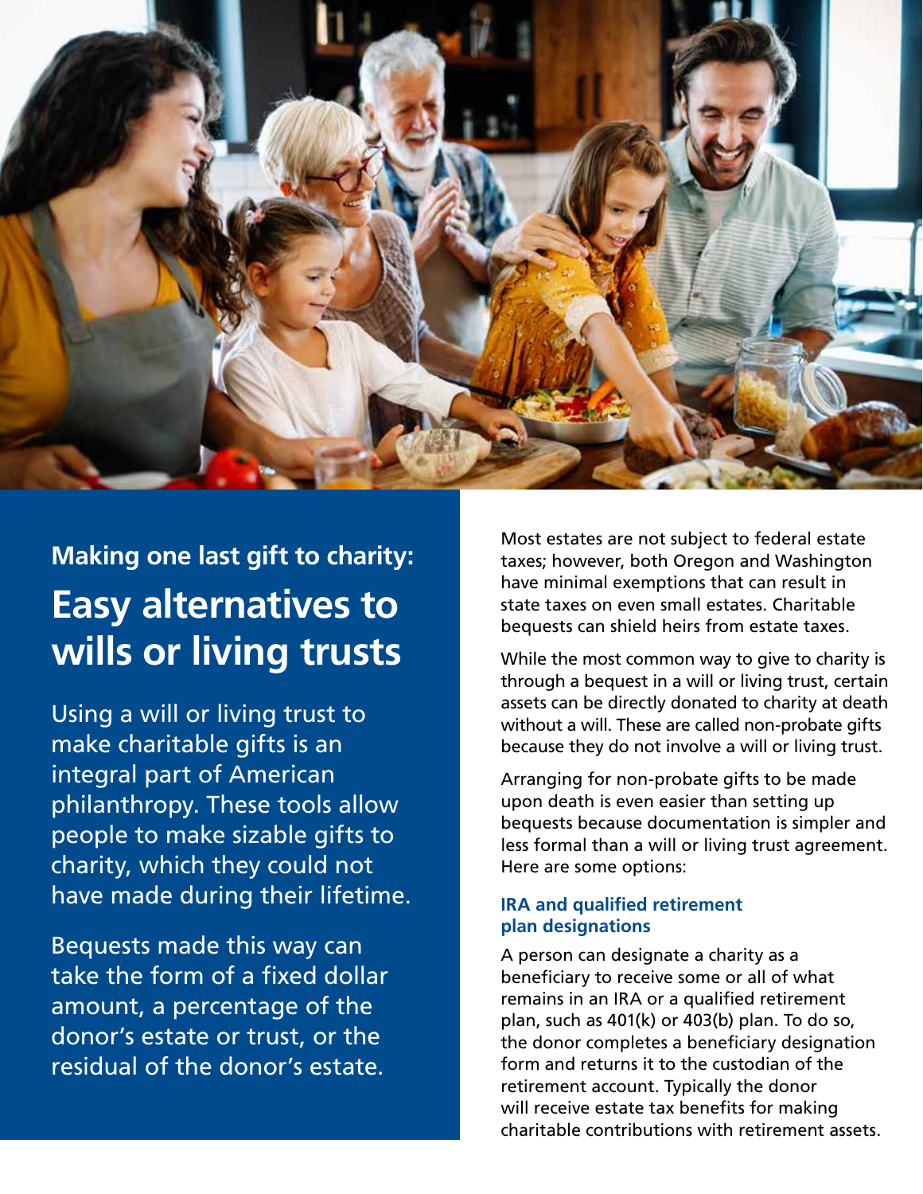Making one last gift to charity:

# Easy alternatives to wills or living trusts

Using a will or living trust to make charitable gifts is an integral part of American philanthropy. These tools allow people to make sizable gifts to charity, which they could not have made during their lifetime.

Bequests made this way can take the form of a fixed dollar amount, a percentage of the donor's estate or trust, or the residual of the donor's estate.

Most estates are not subject to federal estate taxes; however, both Oregon and Washington have minimal exemptions that can result in state taxes on even small estates. Charitable bequests can shield heirs from estate taxes.

While the most common way to give to charity is through a bequest in a will or living trust, certain assets can be directly donated to charity at death without a will. These are called non-probate gifts because they do not involve a will or living trust.

Arranging for non-probate gifts to be made upon death is even easier than setting up bequests because documentation is simpler and less formal than a will or living trust agreement. Here are some options:

### IRA and qualified retirement plan designations

A person can designate a charity as a beneficiary to receive some or all of what remains in an IRA or a qualified retirement plan, such as 401(k) or 403(b) plan. To do so, the donor completes a beneficiary designation form and returns it to the custodian of the retirement account. Typically the donor will receive estate tax benefits for making charitable contributions with retirement assets.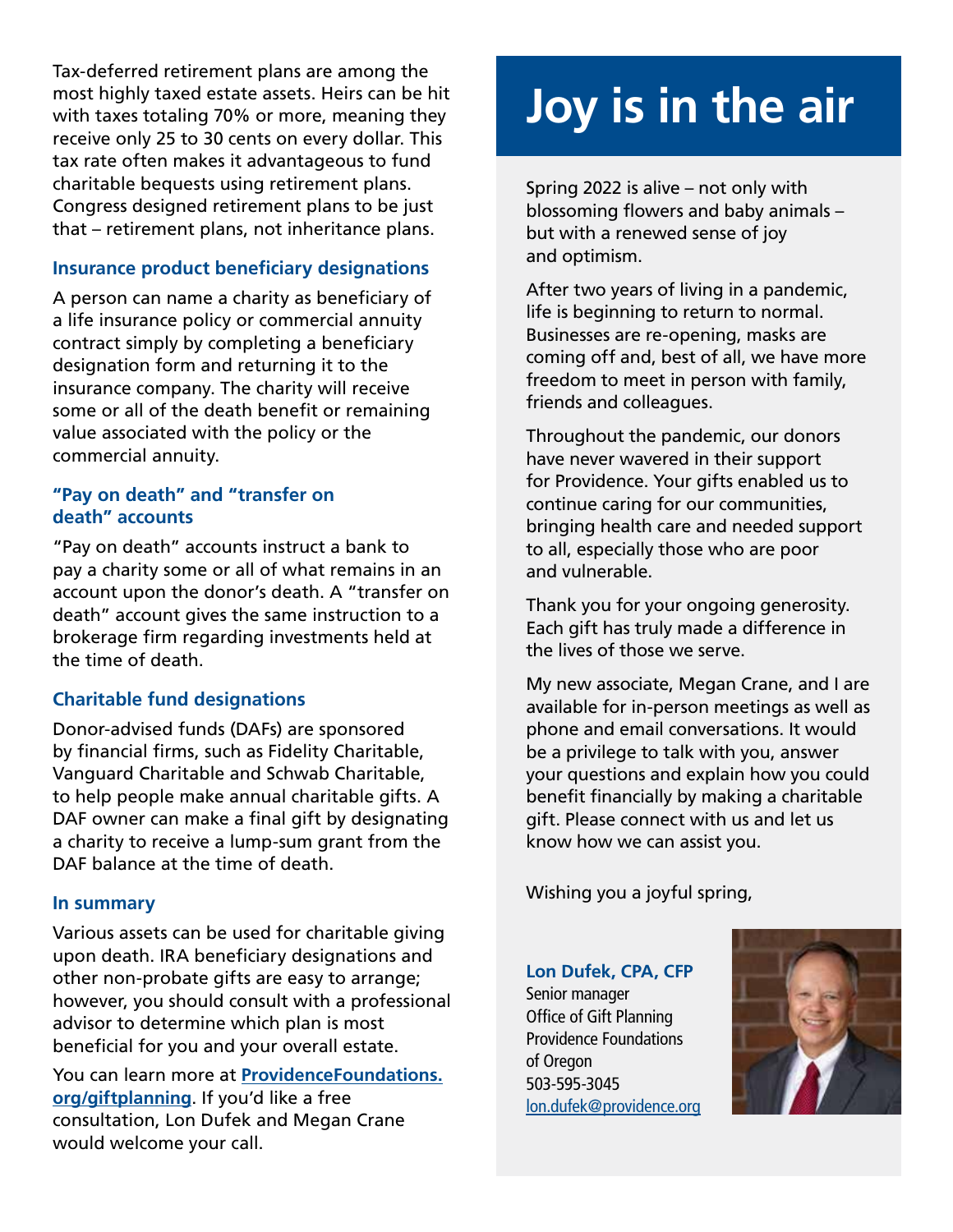Tax-deferred retirement plans are among the most highly taxed estate assets. Heirs can be hit with taxes totaling 70% or more, meaning they receive only 25 to 30 cents on every dollar. This tax rate often makes it advantageous to fund charitable bequests using retirement plans. Congress designed retirement plans to be just that – retirement plans, not inheritance plans.

### Insurance product beneficiary designations

A person can name a charity as beneficiary of a life insurance policy or commercial annuity contract simply by completing a beneficiary designation form and returning it to the insurance company. The charity will receive some or all of the death benefit or remaining value associated with the policy or the commercial annuity.

### "Pay on death" and "transfer on death" accounts

"Pay on death" accounts instruct a bank to pay a charity some or all of what remains in an account upon the donor's death. A "transfer on death" account gives the same instruction to a brokerage firm regarding investments held at the time of death.

### Charitable fund designations

Donor-advised funds (DAFs) are sponsored by financial firms, such as Fidelity Charitable, Vanguard Charitable and Schwab Charitable, to help people make annual charitable gifts. A DAF owner can make a final gift by designating a charity to receive a lump-sum grant from the DAF balance at the time of death.

### In summary

Various assets can be used for charitable giving upon death. IRA beneficiary designations and other non-probate gifts are easy to arrange; however, you should consult with a professional advisor to determine which plan is most beneficial for you and your overall estate.

You can learn more at **ProvidenceFoundations.org/giftplanning**. If you'd like a free consultation, Lon Dufek and Megan Crane would welcome your call.

# Joy is in the air

Spring 2022 is alive – not only with blossoming flowers and baby animals – but with a renewed sense of joy and optimism.

After two years of living in a pandemic, life is beginning to return to normal. Businesses are re-opening, masks are coming off and, best of all, we have more freedom to meet in person with family, friends and colleagues.

Throughout the pandemic, our donors have never wavered in their support for Providence. Your gifts enabled us to continue caring for our communities, bringing health care and needed support to all, especially those who are poor and vulnerable.

Thank you for your ongoing generosity. Each gift has truly made a difference in the lives of those we serve.

My new associate, Megan Crane, and I are available for in-person meetings as well as phone and email conversations. It would be a privilege to talk with you, answer your questions and explain how you could benefit financially by making a charitable gift. Please connect with us and let us know how we can assist you.

Wishing you a joyful spring,

**Lon Dufek, CPA, CFP**
Senior manager
Office of Gift Planning
Providence Foundations of Oregon
503-595-3045
lon.dufek@providence.org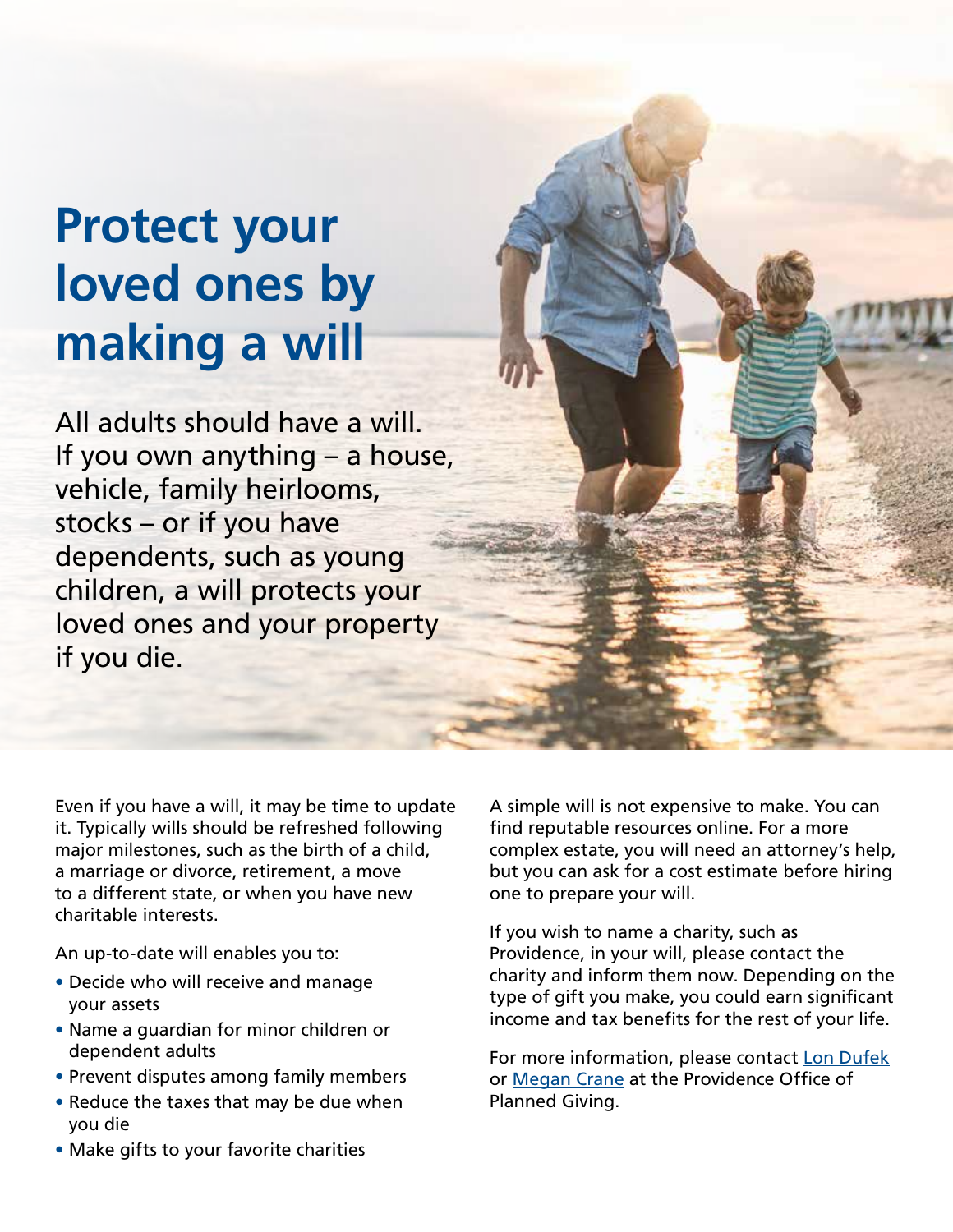# Protect your loved ones by making a will

All adults should have a will. If you own anything – a house, vehicle, family heirlooms, stocks – or if you have dependents, such as young children, a will protects your loved ones and your property if you die.

Even if you have a will, it may be time to update it. Typically wills should be refreshed following major milestones, such as the birth of a child, a marriage or divorce, retirement, a move to a different state, or when you have new charitable interests.

An up-to-date will enables you to:

- Decide who will receive and manage your assets
- Name a guardian for minor children or dependent adults
- Prevent disputes among family members
- Reduce the taxes that may be due when you die
- Make gifts to your favorite charities

A simple will is not expensive to make. You can find reputable resources online. For a more complex estate, you will need an attorney's help, but you can ask for a cost estimate before hiring one to prepare your will.

If you wish to name a charity, such as Providence, in your will, please contact the charity and inform them now. Depending on the type of gift you make, you could earn significant income and tax benefits for the rest of your life.

For more information, please contact Lon Dufek or Megan Crane at the Providence Office of Planned Giving.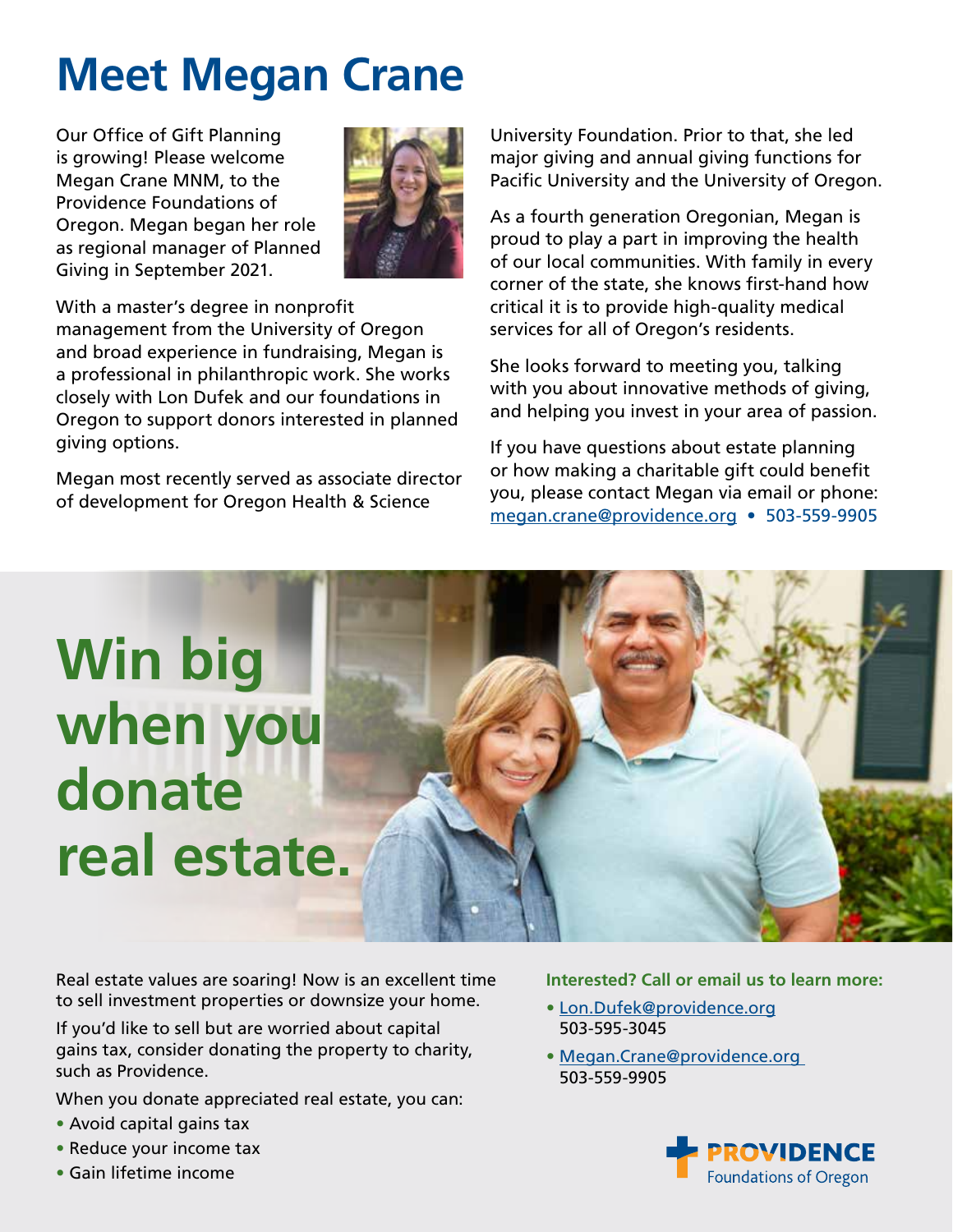# Meet Megan Crane

Our Office of Gift Planning is growing! Please welcome Megan Crane MNM, to the Providence Foundations of Oregon. Megan began her role as regional manager of Planned Giving in September 2021.

With a master's degree in nonprofit management from the University of Oregon and broad experience in fundraising, Megan is a professional in philanthropic work. She works closely with Lon Dufek and our foundations in Oregon to support donors interested in planned giving options.

Megan most recently served as associate director of development for Oregon Health & Science University Foundation. Prior to that, she led major giving and annual giving functions for Pacific University and the University of Oregon.

As a fourth generation Oregonian, Megan is proud to play a part in improving the health of our local communities. With family in every corner of the state, she knows first-hand how critical it is to provide high-quality medical services for all of Oregon's residents.

She looks forward to meeting you, talking with you about innovative methods of giving, and helping you invest in your area of passion.

If you have questions about estate planning or how making a charitable gift could benefit you, please contact Megan via email or phone: megan.crane@providence.org • 503-559-9905

# Win big when you donate real estate.

Real estate values are soaring! Now is an excellent time to sell investment properties or downsize your home.

If you'd like to sell but are worried about capital gains tax, consider donating the property to charity, such as Providence.

When you donate appreciated real estate, you can:

- Avoid capital gains tax
- Reduce your income tax
- Gain lifetime income

**Interested? Call or email us to learn more:**

- Lon.Dufek@providence.org
  503-595-3045
- Megan.Crane@providence.org
  503-559-9905

PROVIDENCE Foundations of Oregon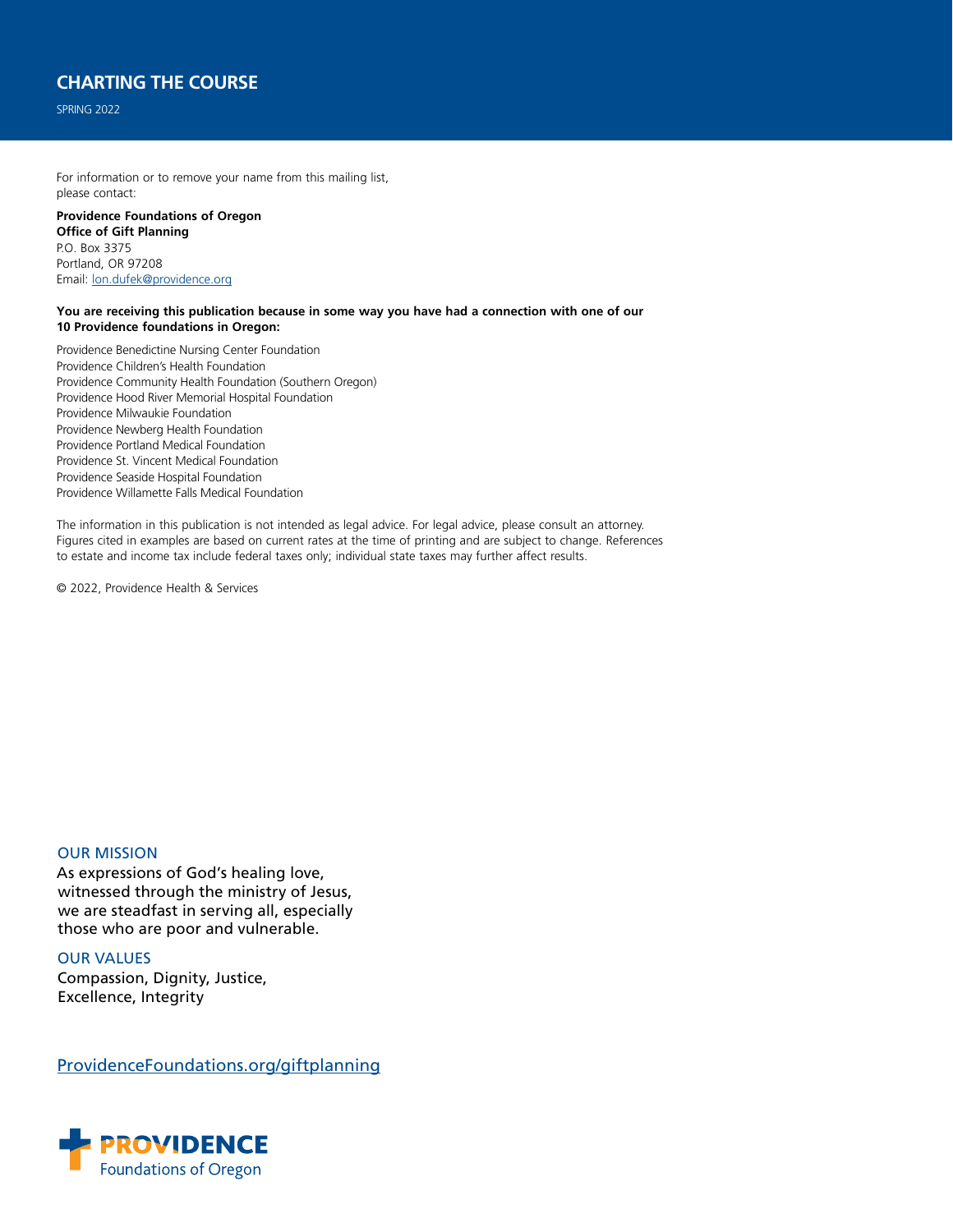# CHARTING THE COURSE

SPRING 2022

For information or to remove your name from this mailing list, please contact:

**Providence Foundations of Oregon**
**Office of Gift Planning**
P.O. Box 3375
Portland, OR 97208
Email: lon.dufek@providence.org

**You are receiving this publication because in some way you have had a connection with one of our 10 Providence foundations in Oregon:**

Providence Benedictine Nursing Center Foundation
Providence Children's Health Foundation
Providence Community Health Foundation (Southern Oregon)
Providence Hood River Memorial Hospital Foundation
Providence Milwaukie Foundation
Providence Newberg Health Foundation
Providence Portland Medical Foundation
Providence St. Vincent Medical Foundation
Providence Seaside Hospital Foundation
Providence Willamette Falls Medical Foundation

The information in this publication is not intended as legal advice. For legal advice, please consult an attorney. Figures cited in examples are based on current rates at the time of printing and are subject to change. References to estate and income tax include federal taxes only; individual state taxes may further affect results.

© 2022, Providence Health & Services

## OUR MISSION

As expressions of God's healing love, witnessed through the ministry of Jesus, we are steadfast in serving all, especially those who are poor and vulnerable.

## OUR VALUES

Compassion, Dignity, Justice, Excellence, Integrity

ProvidenceFoundations.org/giftplanning

PROVIDENCE
Foundations of Oregon